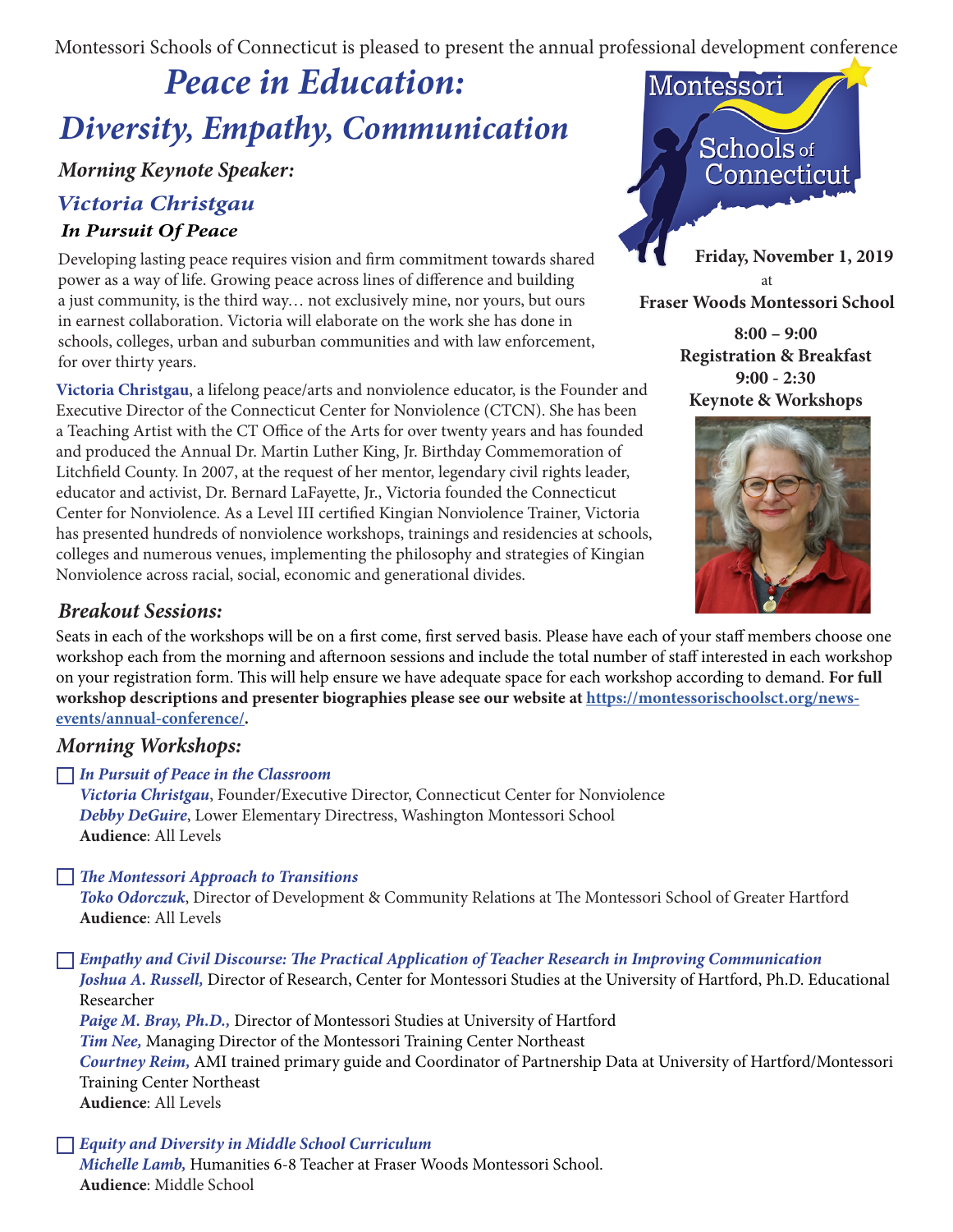Montessori Schools of Connecticut is pleased to present the annual professional development conference

# *Peace in Education: Diversity, Empathy, Communication*

**Friday, November 1, 2019**
at
**Fraser Woods Montessori School**

**8:00 – 9:00**
**Registration & Breakfast**
**9:00 - 2:30**
**Keynote & Workshops**

### *Morning Keynote Speaker:*

## *Victoria Christgau*

### *In Pursuit Of Peace*

Developing lasting peace requires vision and firm commitment towards shared power as a way of life. Growing peace across lines of difference and building a just community, is the third way… not exclusively mine, nor yours, but ours in earnest collaboration. Victoria will elaborate on the work she has done in schools, colleges, urban and suburban communities and with law enforcement, for over thirty years.

**Victoria Christgau**, a lifelong peace/arts and nonviolence educator, is the Founder and Executive Director of the Connecticut Center for Nonviolence (CTCN). She has been a Teaching Artist with the CT Office of the Arts for over twenty years and has founded and produced the Annual Dr. Martin Luther King, Jr. Birthday Commemoration of Litchfield County. In 2007, at the request of her mentor, legendary civil rights leader, educator and activist, Dr. Bernard LaFayette, Jr., Victoria founded the Connecticut Center for Nonviolence. As a Level III certified Kingian Nonviolence Trainer, Victoria has presented hundreds of nonviolence workshops, trainings and residencies at schools, colleges and numerous venues, implementing the philosophy and strategies of Kingian Nonviolence across racial, social, economic and generational divides.

## *Breakout Sessions:*

Seats in each of the workshops will be on a first come, first served basis. Please have each of your staff members choose one workshop each from the morning and afternoon sessions and include the total number of staff interested in each workshop on your registration form. This will help ensure we have adequate space for each workshop according to demand. **For full workshop descriptions and presenter biographies please see our website at [https://montessorischoolsct.org/news-events/annual-conference/](https://montessorischoolsct.org/news-events/annual-conference/).**

## *Morning Workshops:*

☐ ***In Pursuit of Peace in the Classroom***
***Victoria Christgau***, Founder/Executive Director, Connecticut Center for Nonviolence
***Debby DeGuire***, Lower Elementary Directress, Washington Montessori School
**Audience**: All Levels

☐ ***The Montessori Approach to Transitions***
***Toko Odorczuk***, Director of Development & Community Relations at The Montessori School of Greater Hartford
**Audience**: All Levels

☐ ***Empathy and Civil Discourse: The Practical Application of Teacher Research in Improving Communication***
***Joshua A. Russell,*** Director of Research, Center for Montessori Studies at the University of Hartford, Ph.D. Educational Researcher
***Paige M. Bray, Ph.D.,*** Director of Montessori Studies at University of Hartford
***Tim Nee,*** Managing Director of the Montessori Training Center Northeast
***Courtney Reim,*** AMI trained primary guide and Coordinator of Partnership Data at University of Hartford/Montessori Training Center Northeast
**Audience**: All Levels

☐ ***Equity and Diversity in Middle School Curriculum***
***Michelle Lamb,*** Humanities 6-8 Teacher at Fraser Woods Montessori School.
**Audience**: Middle School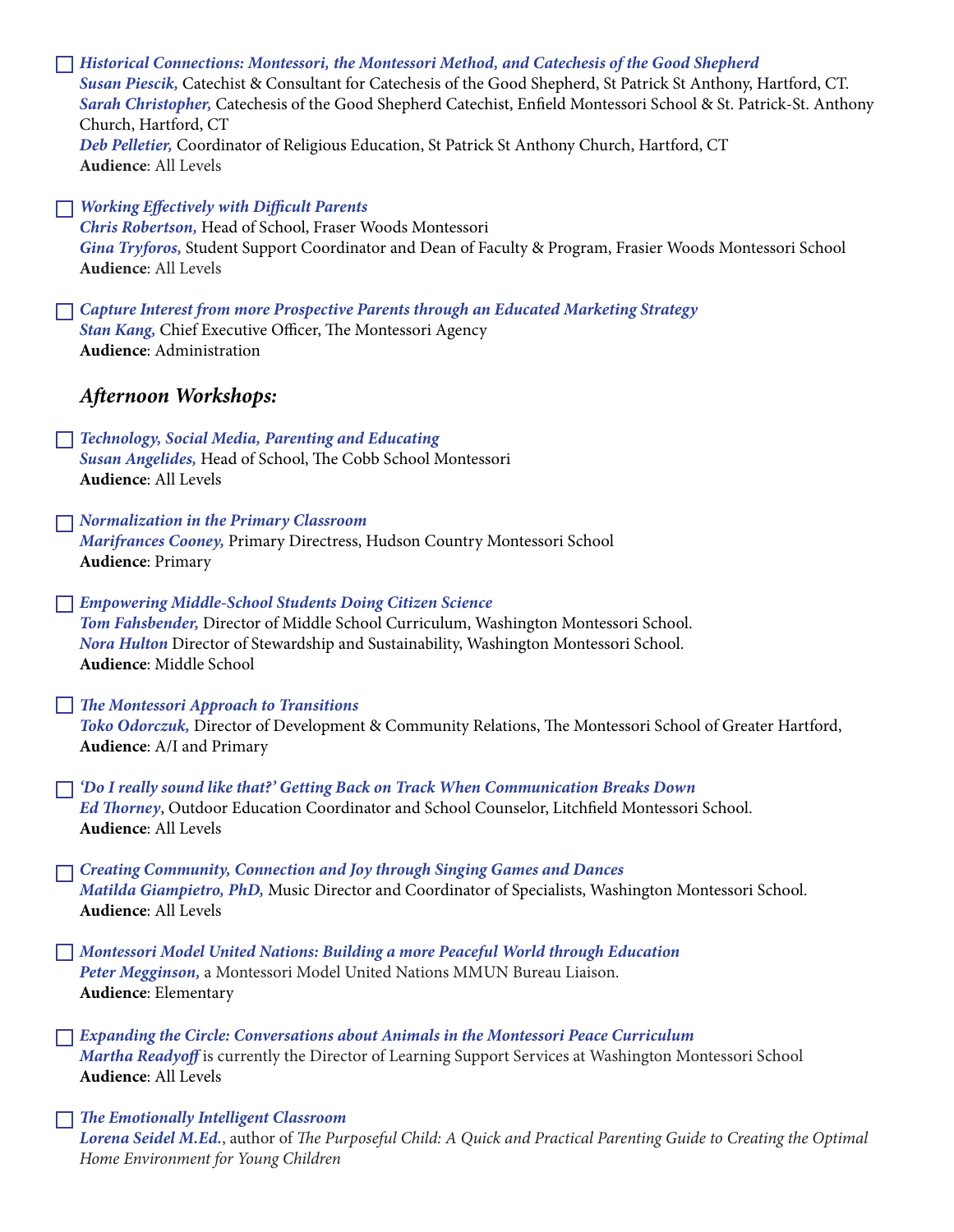☐ ***Historical Connections: Montessori, the Montessori Method, and Catechesis of the Good Shepherd***
***Susan Piescik,*** Catechist & Consultant for Catechesis of the Good Shepherd, St Patrick St Anthony, Hartford, CT.
***Sarah Christopher,*** Catechesis of the Good Shepherd Catechist, Enfield Montessori School & St. Patrick-St. Anthony Church, Hartford, CT
***Deb Pelletier,*** Coordinator of Religious Education, St Patrick St Anthony Church, Hartford, CT
**Audience**: All Levels

☐ ***Working Effectively with Difficult Parents***
***Chris Robertson,*** Head of School, Fraser Woods Montessori
***Gina Tryforos,*** Student Support Coordinator and Dean of Faculty & Program, Frasier Woods Montessori School
**Audience**: All Levels

☐ ***Capture Interest from more Prospective Parents through an Educated Marketing Strategy***
***Stan Kang,*** Chief Executive Officer, The Montessori Agency
**Audience**: Administration

### *Afternoon Workshops:*

☐ ***Technology, Social Media, Parenting and Educating***
***Susan Angelides,*** Head of School, The Cobb School Montessori
**Audience**: All Levels

☐ ***Normalization in the Primary Classroom***
***Marifrances Cooney,*** Primary Directress, Hudson Country Montessori School
**Audience**: Primary

☐ ***Empowering Middle-School Students Doing Citizen Science***
***Tom Fahsbender,*** Director of Middle School Curriculum, Washington Montessori School.
***Nora Hulton*** Director of Stewardship and Sustainability, Washington Montessori School.
**Audience**: Middle School

☐ ***The Montessori Approach to Transitions***
***Toko Odorczuk,*** Director of Development & Community Relations, The Montessori School of Greater Hartford,
**Audience**: A/I and Primary

☐ ***'Do I really sound like that?' Getting Back on Track When Communication Breaks Down***
***Ed Thorney***, Outdoor Education Coordinator and School Counselor, Litchfield Montessori School.
**Audience**: All Levels

☐ ***Creating Community, Connection and Joy through Singing Games and Dances***
***Matilda Giampietro, PhD,*** Music Director and Coordinator of Specialists, Washington Montessori School.
**Audience**: All Levels

☐ ***Montessori Model United Nations: Building a more Peaceful World through Education***
***Peter Megginson,*** a Montessori Model United Nations MMUN Bureau Liaison.
**Audience**: Elementary

☐ ***Expanding the Circle: Conversations about Animals in the Montessori Peace Curriculum***
***Martha Readyoff*** is currently the Director of Learning Support Services at Washington Montessori School
**Audience**: All Levels

☐ ***The Emotionally Intelligent Classroom***
***Lorena Seidel M.Ed.***, author of *The Purposeful Child: A Quick and Practical Parenting Guide to Creating the Optimal Home Environment for Young Children*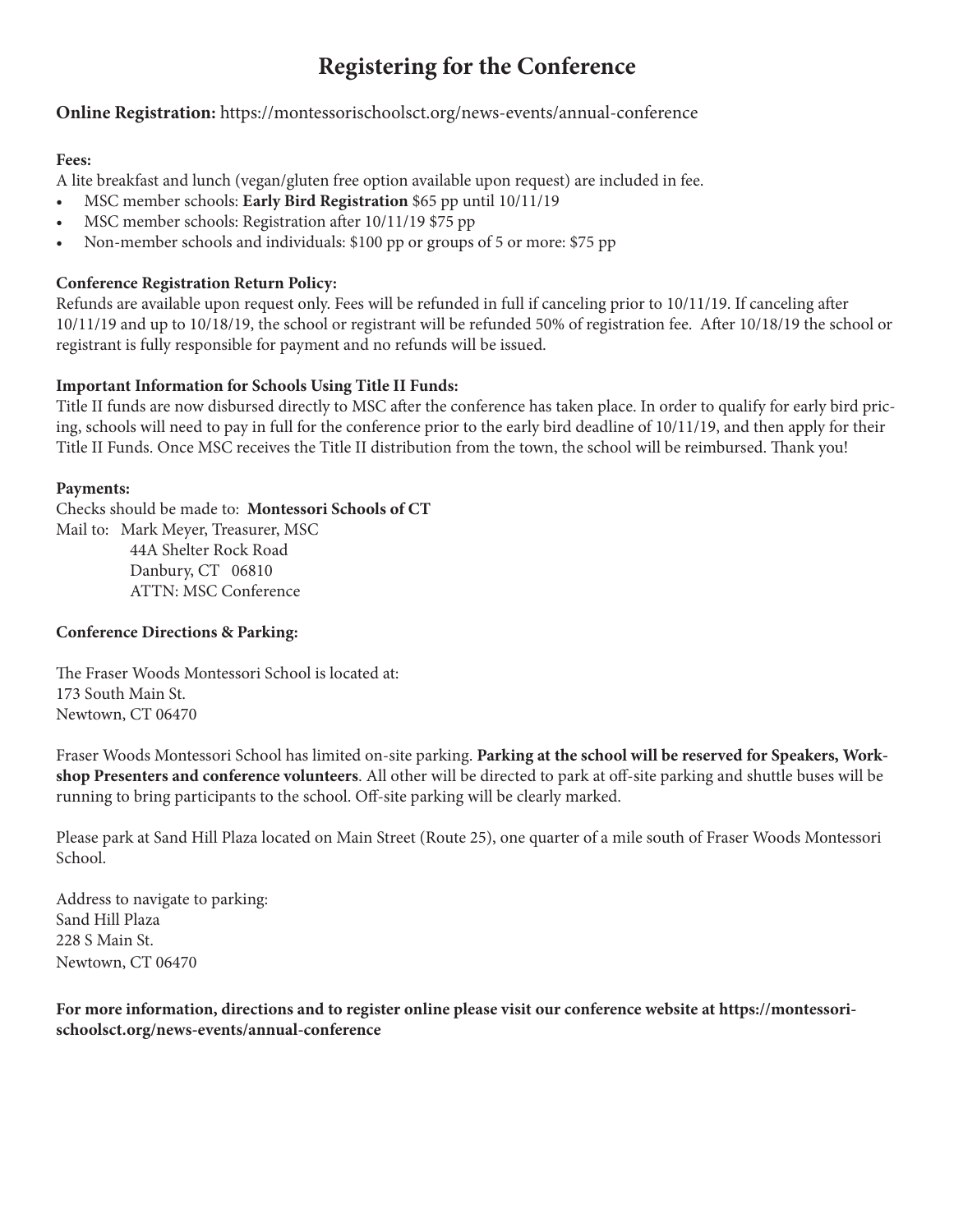# Registering for the Conference

**Online Registration:** https://montessorischoolsct.org/news-events/annual-conference

**Fees:**

A lite breakfast and lunch (vegan/gluten free option available upon request) are included in fee.

- MSC member schools: **Early Bird Registration** $65 pp until 10/11/19
- MSC member schools: Registration after 10/11/19 $75 pp
- Non-member schools and individuals: $100 pp or groups of 5 or more: $75 pp

**Conference Registration Return Policy:**

Refunds are available upon request only. Fees will be refunded in full if canceling prior to 10/11/19. If canceling after 10/11/19 and up to 10/18/19, the school or registrant will be refunded 50% of registration fee. After 10/18/19 the school or registrant is fully responsible for payment and no refunds will be issued.

**Important Information for Schools Using Title II Funds:**

Title II funds are now disbursed directly to MSC after the conference has taken place. In order to qualify for early bird pricing, schools will need to pay in full for the conference prior to the early bird deadline of 10/11/19, and then apply for their Title II Funds. Once MSC receives the Title II distribution from the town, the school will be reimbursed. Thank you!

**Payments:**

Checks should be made to: **Montessori Schools of CT**

Mail to: Mark Meyer, Treasurer, MSC
44A Shelter Rock Road
Danbury, CT 06810
ATTN: MSC Conference

**Conference Directions & Parking:**

The Fraser Woods Montessori School is located at:
173 South Main St.
Newtown, CT 06470

Fraser Woods Montessori School has limited on-site parking. **Parking at the school will be reserved for Speakers, Workshop Presenters and conference volunteers**. All other will be directed to park at off-site parking and shuttle buses will be running to bring participants to the school. Off-site parking will be clearly marked.

Please park at Sand Hill Plaza located on Main Street (Route 25), one quarter of a mile south of Fraser Woods Montessori School.

Address to navigate to parking:
Sand Hill Plaza
228 S Main St.
Newtown, CT 06470

**For more information, directions and to register online please visit our conference website at https://montessorischoolsct.org/news-events/annual-conference**